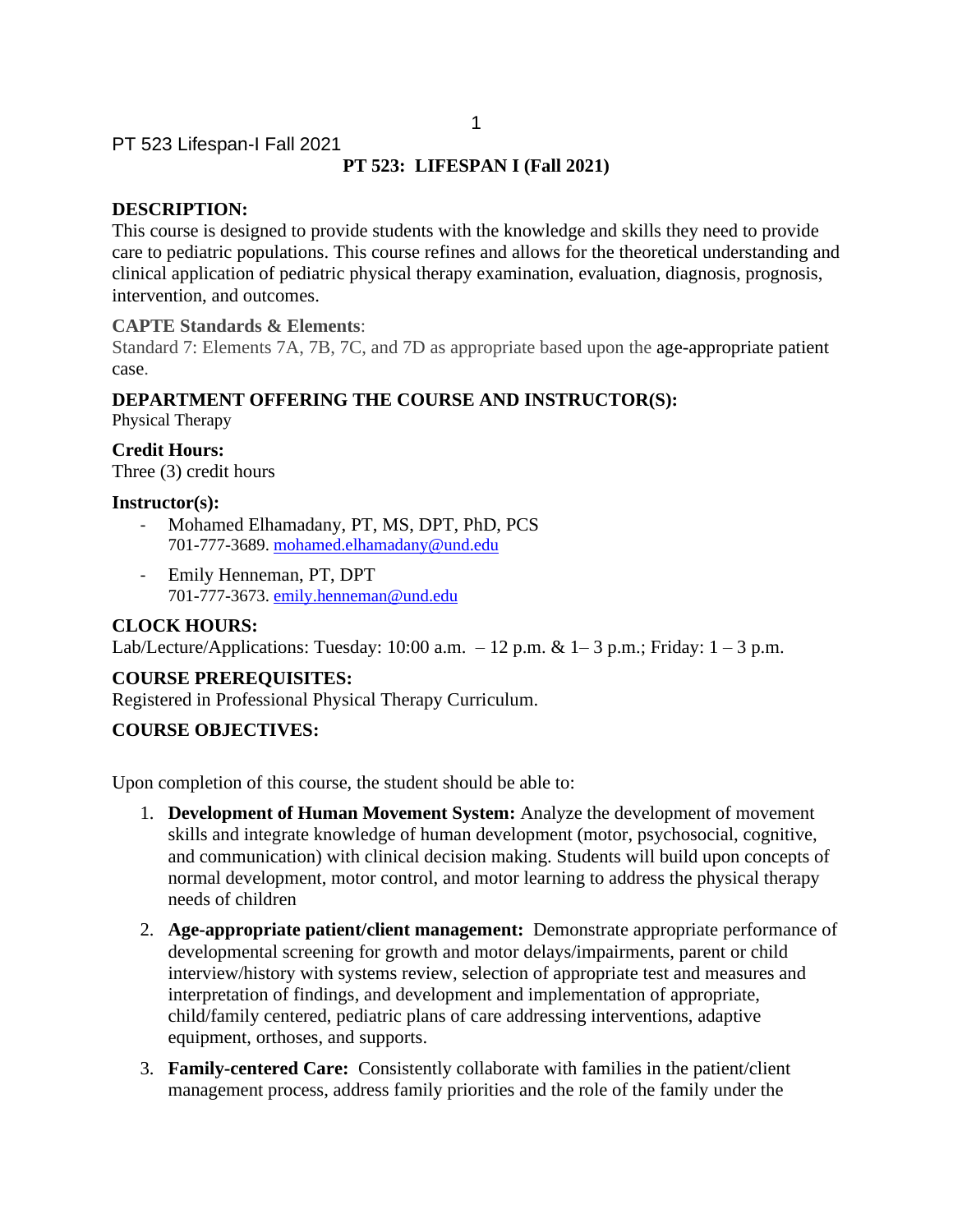# PT 523: LIFESPAN I (Fall 2021)

## DESCRIPTION:

This course is designed to provide students with the knowledge and skills they need to provide care to pediatric populations. This course refines and allows for the theoretical understanding and clinical application of pediatric physical therapy examination, evaluation, diagnosis, prognosis, intervention, and outcomes.

**CAPTE Standards & Elements**:

Standard 7: Elements 7A, 7B, 7C, and 7D as appropriate based upon the age-appropriate patient case.

## DEPARTMENT OFFERING THE COURSE AND INSTRUCTOR(S):

Physical Therapy

**Credit Hours:**

Three (3) credit hours

**Instructor(s):**

- Mohamed Elhamadany, PT, MS, DPT, PhD, PCS
  701-777-3689. mohamed.elhamadany@und.edu
- Emily Henneman, PT, DPT
  701-777-3673. emily.henneman@und.edu

## CLOCK HOURS:

Lab/Lecture/Applications: Tuesday: 10:00 a.m. – 12 p.m. & 1– 3 p.m.; Friday: 1 – 3 p.m.

## COURSE PREREQUISITES:

Registered in Professional Physical Therapy Curriculum.

## COURSE OBJECTIVES:

Upon completion of this course, the student should be able to:

1. **Development of Human Movement System:** Analyze the development of movement skills and integrate knowledge of human development (motor, psychosocial, cognitive, and communication) with clinical decision making. Students will build upon concepts of normal development, motor control, and motor learning to address the physical therapy needs of children
2. **Age-appropriate patient/client management:** Demonstrate appropriate performance of developmental screening for growth and motor delays/impairments, parent or child interview/history with systems review, selection of appropriate test and measures and interpretation of findings, and development and implementation of appropriate, child/family centered, pediatric plans of care addressing interventions, adaptive equipment, orthoses, and supports.
3. **Family-centered Care:** Consistently collaborate with families in the patient/client management process, address family priorities and the role of the family under the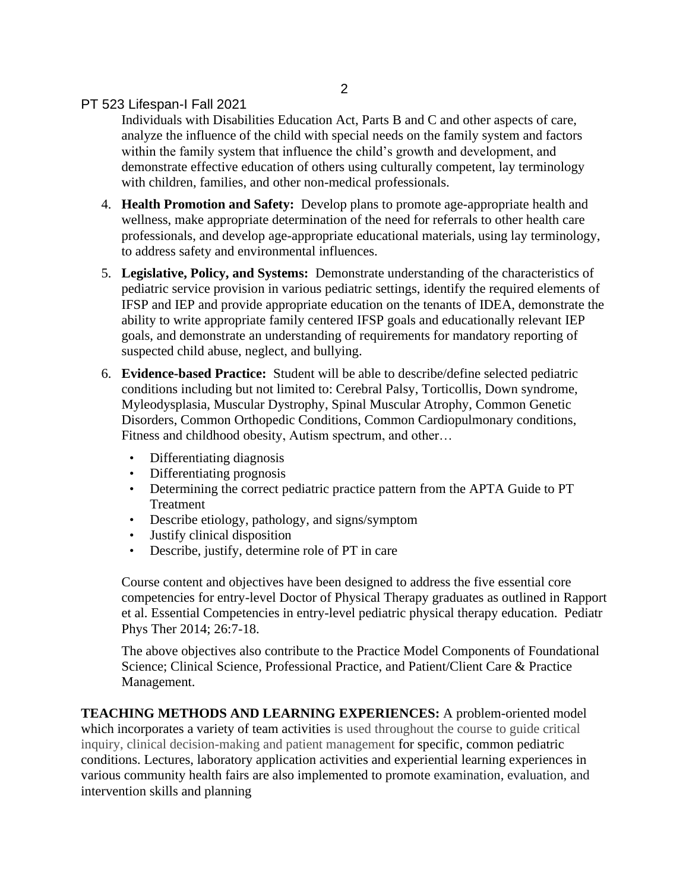Individuals with Disabilities Education Act, Parts B and C and other aspects of care, analyze the influence of the child with special needs on the family system and factors within the family system that influence the child's growth and development, and demonstrate effective education of others using culturally competent, lay terminology with children, families, and other non-medical professionals.

4. **Health Promotion and Safety:** Develop plans to promote age-appropriate health and wellness, make appropriate determination of the need for referrals to other health care professionals, and develop age-appropriate educational materials, using lay terminology, to address safety and environmental influences.

5. **Legislative, Policy, and Systems:** Demonstrate understanding of the characteristics of pediatric service provision in various pediatric settings, identify the required elements of IFSP and IEP and provide appropriate education on the tenants of IDEA, demonstrate the ability to write appropriate family centered IFSP goals and educationally relevant IEP goals, and demonstrate an understanding of requirements for mandatory reporting of suspected child abuse, neglect, and bullying.

6. **Evidence-based Practice:** Student will be able to describe/define selected pediatric conditions including but not limited to: Cerebral Palsy, Torticollis, Down syndrome, Myleodysplasia, Muscular Dystrophy, Spinal Muscular Atrophy, Common Genetic Disorders, Common Orthopedic Conditions, Common Cardiopulmonary conditions, Fitness and childhood obesity, Autism spectrum, and other…

   - Differentiating diagnosis
   - Differentiating prognosis
   - Determining the correct pediatric practice pattern from the APTA Guide to PT Treatment
   - Describe etiology, pathology, and signs/symptom
   - Justify clinical disposition
   - Describe, justify, determine role of PT in care

Course content and objectives have been designed to address the five essential core competencies for entry-level Doctor of Physical Therapy graduates as outlined in Rapport et al. Essential Competencies in entry-level pediatric physical therapy education. Pediatr Phys Ther 2014; 26:7-18.

The above objectives also contribute to the Practice Model Components of Foundational Science; Clinical Science, Professional Practice, and Patient/Client Care & Practice Management.

**TEACHING METHODS AND LEARNING EXPERIENCES:** A problem-oriented model which incorporates a variety of team activities is used throughout the course to guide critical inquiry, clinical decision-making and patient management for specific, common pediatric conditions. Lectures, laboratory application activities and experiential learning experiences in various community health fairs are also implemented to promote examination, evaluation, and intervention skills and planning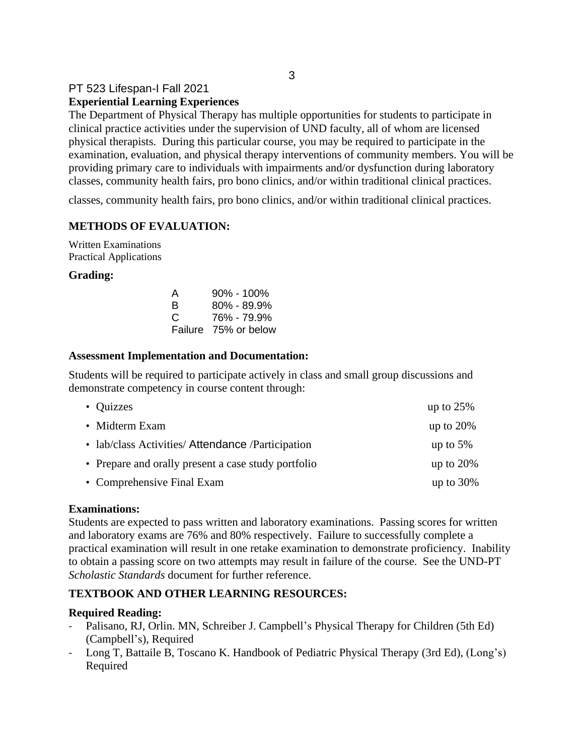PT 523 Lifespan-I Fall 2021

**Experiential Learning Experiences**

The Department of Physical Therapy has multiple opportunities for students to participate in clinical practice activities under the supervision of UND faculty, all of whom are licensed physical therapists. During this particular course, you may be required to participate in the examination, evaluation, and physical therapy interventions of community members. You will be providing primary care to individuals with impairments and/or dysfunction during laboratory classes, community health fairs, pro bono clinics, and/or within traditional clinical practices.

classes, community health fairs, pro bono clinics, and/or within traditional clinical practices.

## METHODS OF EVALUATION:

Written Examinations
Practical Applications

### Grading:

| | |
|---|---|
| A | 90% - 100% |
| B | 80% - 89.9% |
| C | 76% - 79.9% |
| Failure | 75% or below |

### Assessment Implementation and Documentation:

Students will be required to participate actively in class and small group discussions and demonstrate competency in course content through:

| | |
|---|---|
| • Quizzes | up to 25% |
| • Midterm Exam | up to 20% |
| • lab/class Activities/ Attendance /Participation | up to 5% |
| • Prepare and orally present a case study portfolio | up to 20% |
| • Comprehensive Final Exam | up to 30% |

### Examinations:

Students are expected to pass written and laboratory examinations. Passing scores for written and laboratory exams are 76% and 80% respectively. Failure to successfully complete a practical examination will result in one retake examination to demonstrate proficiency. Inability to obtain a passing score on two attempts may result in failure of the course. See the UND-PT *Scholastic Standards* document for further reference.

## TEXTBOOK AND OTHER LEARNING RESOURCES:

### Required Reading:

- Palisano, RJ, Orlin. MN, Schreiber J. Campbell's Physical Therapy for Children (5th Ed) (Campbell's), Required
- Long T, Battaile B, Toscano K. Handbook of Pediatric Physical Therapy (3rd Ed), (Long's) Required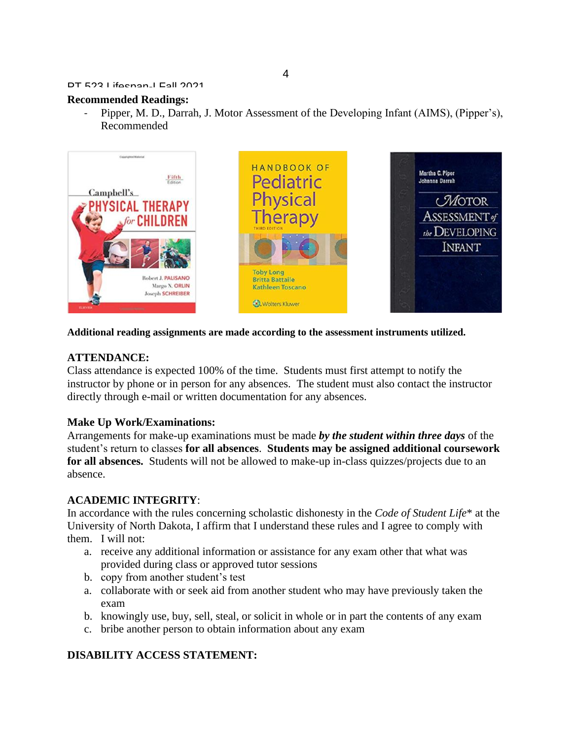**Recommended Readings:**

- Pipper, M. D., Darrah, J. Motor Assessment of the Developing Infant (AIMS), (Pipper's), Recommended

**Additional reading assignments are made according to the assessment instruments utilized.**

**ATTENDANCE:**

Class attendance is expected 100% of the time. Students must first attempt to notify the instructor by phone or in person for any absences. The student must also contact the instructor directly through e-mail or written documentation for any absences.

**Make Up Work/Examinations:**

Arrangements for make-up examinations must be made ***by the student within three days*** of the student's return to classes **for all absences**. **Students may be assigned additional coursework for all absences.** Students will not be allowed to make-up in-class quizzes/projects due to an absence.

**ACADEMIC INTEGRITY**:

In accordance with the rules concerning scholastic dishonesty in the *Code of Student Life*\* at the University of North Dakota, I affirm that I understand these rules and I agree to comply with them. I will not:

a. receive any additional information or assistance for any exam other that what was provided during class or approved tutor sessions
b. copy from another student's test
a. collaborate with or seek aid from another student who may have previously taken the exam
b. knowingly use, buy, sell, steal, or solicit in whole or in part the contents of any exam
c. bribe another person to obtain information about any exam

**DISABILITY ACCESS STATEMENT:**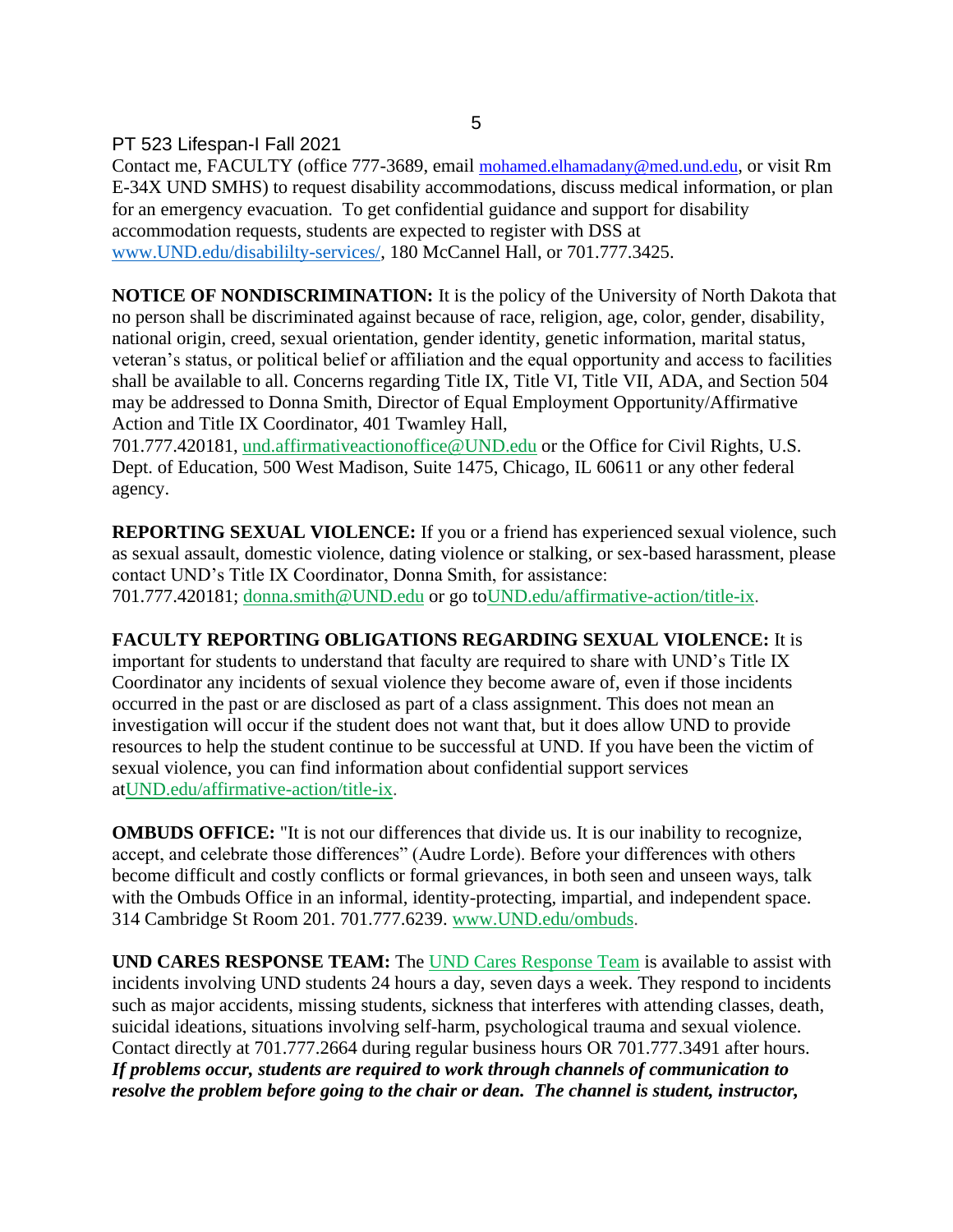PT 523 Lifespan-I Fall 2021

Contact me, FACULTY (office 777-3689, email mohamed.elhamadany@med.und.edu, or visit Rm E-34X UND SMHS) to request disability accommodations, discuss medical information, or plan for an emergency evacuation. To get confidential guidance and support for disability accommodation requests, students are expected to register with DSS at www.UND.edu/disabililty-services/, 180 McCannel Hall, or 701.777.3425.

**NOTICE OF NONDISCRIMINATION:** It is the policy of the University of North Dakota that no person shall be discriminated against because of race, religion, age, color, gender, disability, national origin, creed, sexual orientation, gender identity, genetic information, marital status, veteran's status, or political belief or affiliation and the equal opportunity and access to facilities shall be available to all. Concerns regarding Title IX, Title VI, Title VII, ADA, and Section 504 may be addressed to Donna Smith, Director of Equal Employment Opportunity/Affirmative Action and Title IX Coordinator, 401 Twamley Hall, 701.777.420181, und.affirmativeactionoffice@UND.edu or the Office for Civil Rights, U.S. Dept. of Education, 500 West Madison, Suite 1475, Chicago, IL 60611 or any other federal agency.

**REPORTING SEXUAL VIOLENCE:** If you or a friend has experienced sexual violence, such as sexual assault, domestic violence, dating violence or stalking, or sex-based harassment, please contact UND's Title IX Coordinator, Donna Smith, for assistance: 701.777.420181; donna.smith@UND.edu or go toUND.edu/affirmative-action/title-ix.

**FACULTY REPORTING OBLIGATIONS REGARDING SEXUAL VIOLENCE:** It is important for students to understand that faculty are required to share with UND's Title IX Coordinator any incidents of sexual violence they become aware of, even if those incidents occurred in the past or are disclosed as part of a class assignment. This does not mean an investigation will occur if the student does not want that, but it does allow UND to provide resources to help the student continue to be successful at UND. If you have been the victim of sexual violence, you can find information about confidential support services atUND.edu/affirmative-action/title-ix.

**OMBUDS OFFICE:** "It is not our differences that divide us. It is our inability to recognize, accept, and celebrate those differences" (Audre Lorde). Before your differences with others become difficult and costly conflicts or formal grievances, in both seen and unseen ways, talk with the Ombuds Office in an informal, identity-protecting, impartial, and independent space. 314 Cambridge St Room 201. 701.777.6239. www.UND.edu/ombuds.

**UND CARES RESPONSE TEAM:** The UND Cares Response Team is available to assist with incidents involving UND students 24 hours a day, seven days a week. They respond to incidents such as major accidents, missing students, sickness that interferes with attending classes, death, suicidal ideations, situations involving self-harm, psychological trauma and sexual violence. Contact directly at 701.777.2664 during regular business hours OR 701.777.3491 after hours.

***If problems occur, students are required to work through channels of communication to resolve the problem before going to the chair or dean. The channel is student, instructor,***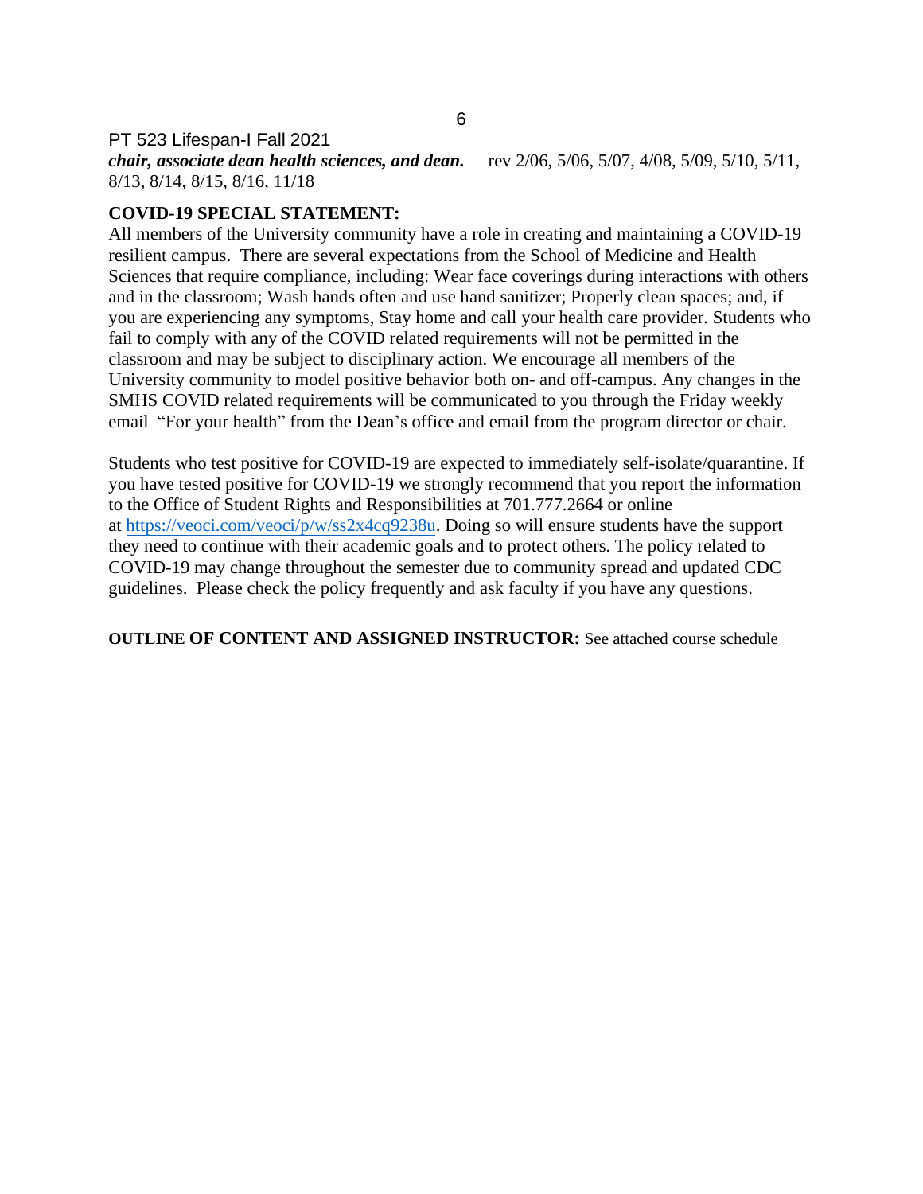***chair, associate dean health sciences, and dean.*** rev 2/06, 5/06, 5/07, 4/08, 5/09, 5/10, 5/11, 8/13, 8/14, 8/15, 8/16, 11/18

**COVID-19 SPECIAL STATEMENT:**

All members of the University community have a role in creating and maintaining a COVID-19 resilient campus. There are several expectations from the School of Medicine and Health Sciences that require compliance, including: Wear face coverings during interactions with others and in the classroom; Wash hands often and use hand sanitizer; Properly clean spaces; and, if you are experiencing any symptoms, Stay home and call your health care provider. Students who fail to comply with any of the COVID related requirements will not be permitted in the classroom and may be subject to disciplinary action. We encourage all members of the University community to model positive behavior both on- and off-campus. Any changes in the SMHS COVID related requirements will be communicated to you through the Friday weekly email "For your health" from the Dean's office and email from the program director or chair.

Students who test positive for COVID-19 are expected to immediately self-isolate/quarantine. If you have tested positive for COVID-19 we strongly recommend that you report the information to the Office of Student Rights and Responsibilities at 701.777.2664 or online at https://veoci.com/veoci/p/w/ss2x4cq9238u. Doing so will ensure students have the support they need to continue with their academic goals and to protect others. The policy related to COVID-19 may change throughout the semester due to community spread and updated CDC guidelines. Please check the policy frequently and ask faculty if you have any questions.

**OUTLINE OF CONTENT AND ASSIGNED INSTRUCTOR:** See attached course schedule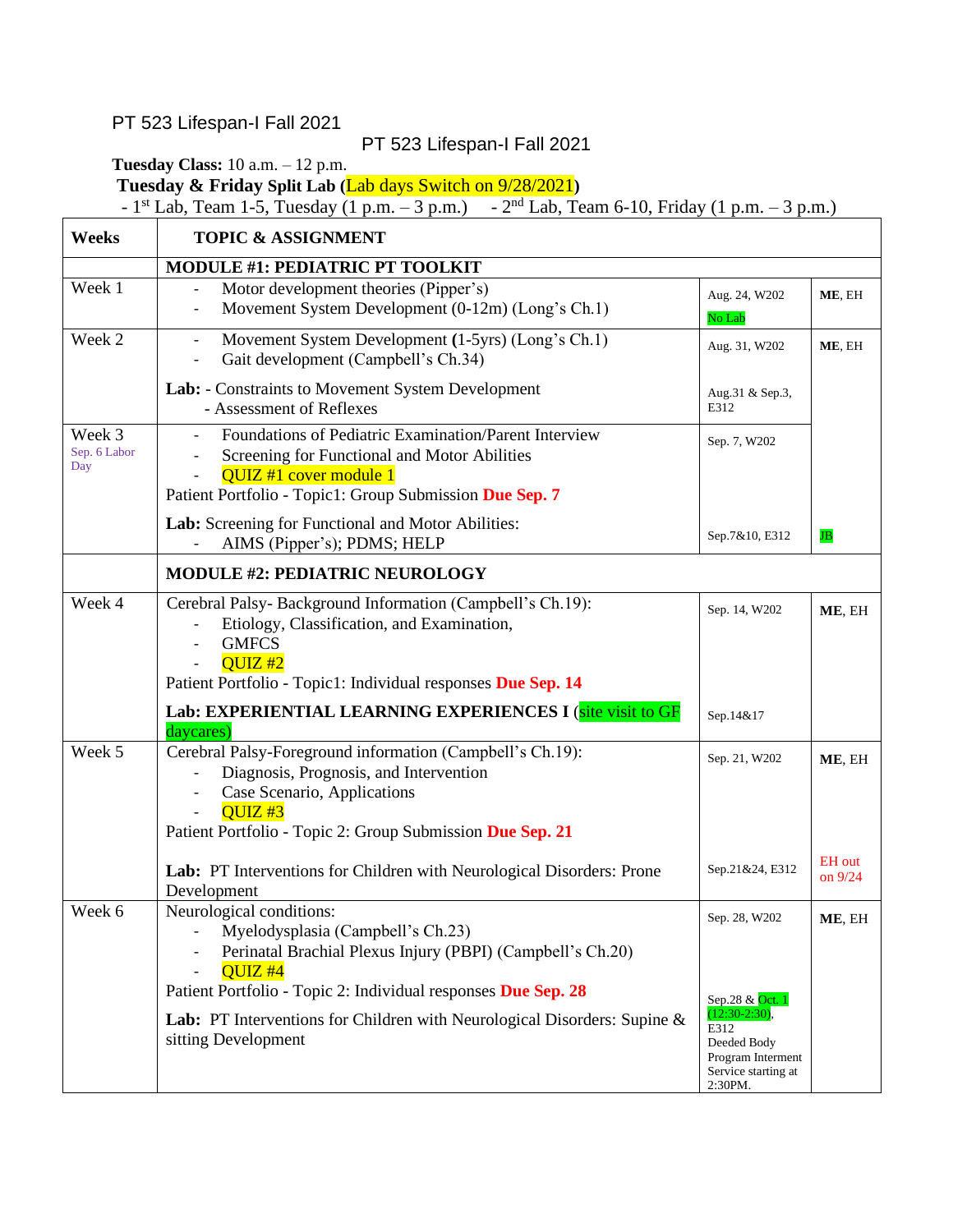PT 523 Lifespan-I Fall 2021

PT 523 Lifespan-I Fall 2021

**Tuesday Class:** 10 a.m. – 12 p.m.

**Tuesday & Friday Split Lab (**Lab days Switch on 9/28/2021**)**

- 1st Lab, Team 1-5, Tuesday (1 p.m. – 3 p.m.) - 2nd Lab, Team 6-10, Friday (1 p.m. – 3 p.m.)

| Weeks | TOPIC & ASSIGNMENT | | |
|---|---|---|---|
| | **MODULE #1: PEDIATRIC PT TOOLKIT** | | |
| Week 1 | - Motor development theories (Pipper's)<br>- Movement System Development (0-12m) (Long's Ch.1) | Aug. 24, W202<br>No Lab | **ME**, EH |
| Week 2 | - Movement System Development **(**1-5yrs) (Long's Ch.1)<br>- Gait development (Campbell's Ch.34)<br><br>**Lab:** - Constraints to Movement System Development<br>- Assessment of Reflexes | Aug. 31, W202<br><br>Aug.31 & Sep.3, E312 | **ME**, EH |
| Week 3<br>Sep. 6 Labor Day | - Foundations of Pediatric Examination/Parent Interview<br>- Screening for Functional and Motor Abilities<br>- QUIZ #1 cover module 1<br>Patient Portfolio - Topic1: Group Submission **Due Sep. 7**<br><br>**Lab:** Screening for Functional and Motor Abilities:<br>- AIMS (Pipper's); PDMS; HELP | Sep. 7, W202<br><br>Sep.7&10, E312 | JB |
| | **MODULE #2: PEDIATRIC NEUROLOGY** | | |
| Week 4 | Cerebral Palsy- Background Information (Campbell's Ch.19):<br>- Etiology, Classification, and Examination,<br>- GMFCS<br>- QUIZ #2<br>Patient Portfolio - Topic1: Individual responses **Due Sep. 14**<br><br>**Lab: EXPERIENTIAL LEARNING EXPERIENCES I** (site visit to GF daycares) | Sep. 14, W202<br><br>Sep.14&17 | **ME**, EH |
| Week 5 | Cerebral Palsy-Foreground information (Campbell's Ch.19):<br>- Diagnosis, Prognosis, and Intervention<br>- Case Scenario, Applications<br>- QUIZ #3<br>Patient Portfolio - Topic 2: Group Submission **Due Sep. 21**<br><br>**Lab:** PT Interventions for Children with Neurological Disorders: Prone Development | Sep. 21, W202<br><br>Sep.21&24, E312 | **ME**, EH<br><br>EH out on 9/24 |
| Week 6 | Neurological conditions:<br>- Myelodysplasia (Campbell's Ch.23)<br>- Perinatal Brachial Plexus Injury (PBPI) (Campbell's Ch.20)<br>- QUIZ #4<br>Patient Portfolio - Topic 2: Individual responses **Due Sep. 28**<br><br>**Lab:** PT Interventions for Children with Neurological Disorders: Supine & sitting Development | Sep. 28, W202<br><br>Sep.28 & Oct. 1 (12:30-2:30), E312<br>Deeded Body Program Interment Service starting at 2:30PM. | **ME**, EH |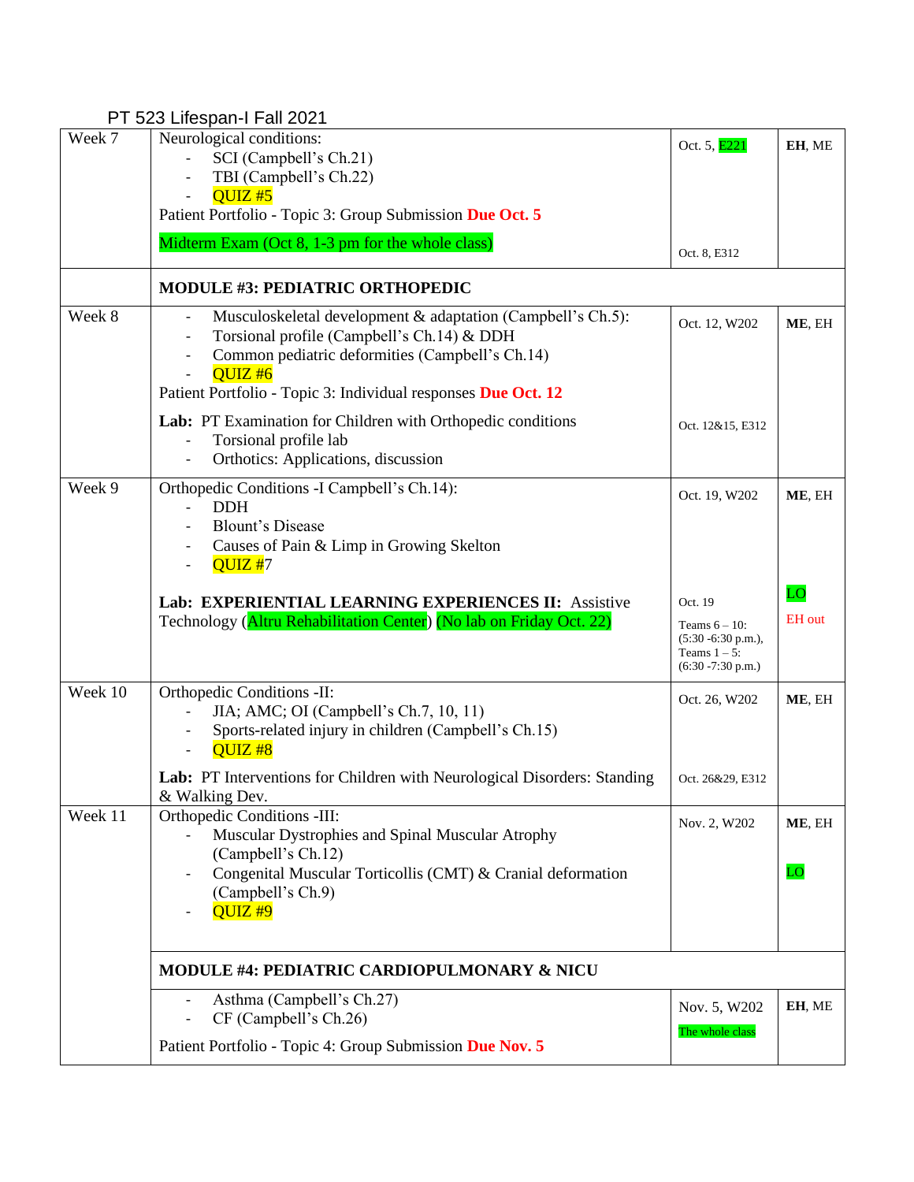PT 523 Lifespan-I Fall 2021

| | | | |
|---|---|---|---|
| Week 7 | Neurological conditions:<br>- SCI (Campbell's Ch.21)<br>- TBI (Campbell's Ch.22)<br>- QUIZ #5<br>Patient Portfolio - Topic 3: Group Submission **Due Oct. 5**<br><br>Midterm Exam (Oct 8, 1-3 pm for the whole class) | Oct. 5, E221<br><br><br><br><br>Oct. 8, E312 | **EH**, ME |
| | **MODULE #3: PEDIATRIC ORTHOPEDIC** | | |
| Week 8 | - Musculoskeletal development & adaptation (Campbell's Ch.5):<br>- Torsional profile (Campbell's Ch.14) & DDH<br>- Common pediatric deformities (Campbell's Ch.14)<br>- QUIZ #6<br>Patient Portfolio - Topic 3: Individual responses **Due Oct. 12**<br><br>**Lab:** PT Examination for Children with Orthopedic conditions<br>- Torsional profile lab<br>- Orthotics: Applications, discussion | Oct. 12, W202<br><br><br><br><br><br>Oct. 12&15, E312 | **ME**, EH |
| Week 9 | Orthopedic Conditions -I Campbell's Ch.14):<br>- DDH<br>- Blount's Disease<br>- Causes of Pain & Limp in Growing Skelton<br>- QUIZ #7<br><br>**Lab: EXPERIENTIAL LEARNING EXPERIENCES II:** Assistive Technology (Altru Rehabilitation Center) (No lab on Friday Oct. 22) | Oct. 19, W202<br><br><br><br><br><br>Oct. 19<br>Teams 6 – 10: (5:30 -6:30 p.m.), Teams 1 – 5: (6:30 -7:30 p.m.) | **ME**, EH<br><br><br><br><br><br>LO<br>EH out |
| Week 10 | Orthopedic Conditions -II:<br>- JIA; AMC; OI (Campbell's Ch.7, 10, 11)<br>- Sports-related injury in children (Campbell's Ch.15)<br>- QUIZ #8<br><br>**Lab:** PT Interventions for Children with Neurological Disorders: Standing & Walking Dev. | Oct. 26, W202<br><br><br><br><br>Oct. 26&29, E312 | **ME**, EH |
| Week 11 | Orthopedic Conditions -III:<br>- Muscular Dystrophies and Spinal Muscular Atrophy (Campbell's Ch.12)<br>- Congenital Muscular Torticollis (CMT) & Cranial deformation (Campbell's Ch.9)<br>- QUIZ #9 | Nov. 2, W202 | **ME**, EH<br><br><br>LO |
| | **MODULE #4: PEDIATRIC CARDIOPULMONARY & NICU** | | |
| | - Asthma (Campbell's Ch.27)<br>- CF (Campbell's Ch.26)<br><br>Patient Portfolio - Topic 4: Group Submission **Due Nov. 5** | Nov. 5, W202<br>The whole class | **EH**, ME |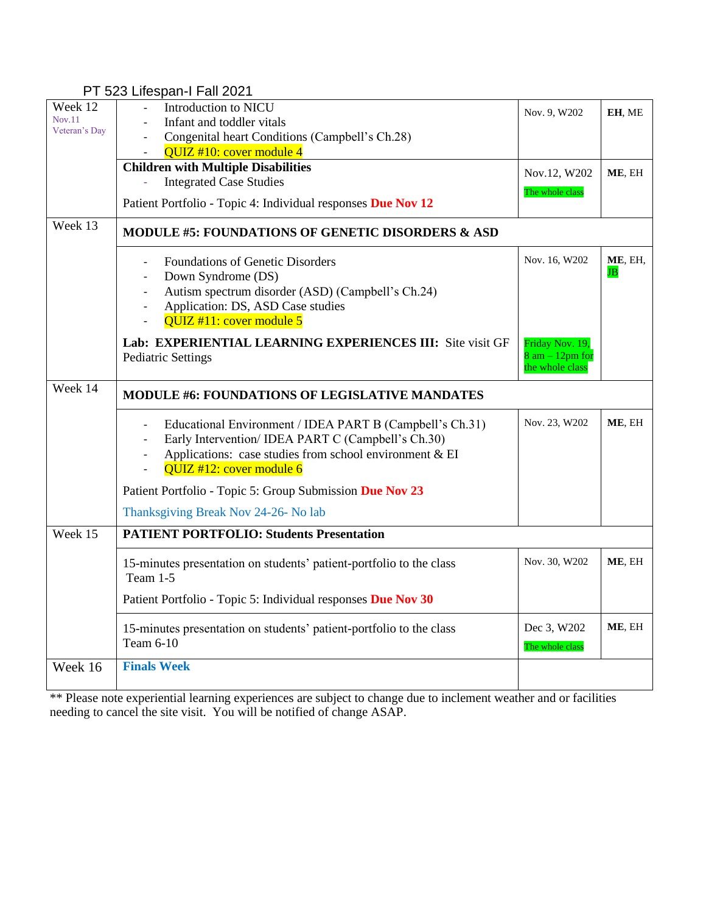PT 523 Lifespan-I Fall 2021

| | | | |
|---|---|---|---|
| Week 12<br>Nov.11<br>Veteran's Day | - Introduction to NICU<br>- Infant and toddler vitals<br>- Congenital heart Conditions (Campbell's Ch.28)<br>- QUIZ #10: cover module 4 | Nov. 9, W202 | **EH**, ME |
| | **Children with Multiple Disabilities**<br>- Integrated Case Studies<br><br>Patient Portfolio - Topic 4: Individual responses **Due Nov 12** | Nov.12, W202<br>The whole class | **ME**, EH |
| Week 13 | **MODULE #5: FOUNDATIONS OF GENETIC DISORDERS & ASD** | | |
| | - Foundations of Genetic Disorders<br>- Down Syndrome (DS)<br>- Autism spectrum disorder (ASD) (Campbell's Ch.24)<br>- Application: DS, ASD Case studies<br>- QUIZ #11: cover module 5 | Nov. 16, W202 | **ME**, EH, JB |
| | **Lab: EXPERIENTIAL LEARNING EXPERIENCES III:** Site visit GF Pediatric Settings | Friday Nov. 19, 8 am – 12pm for the whole class | |
| Week 14 | **MODULE #6: FOUNDATIONS OF LEGISLATIVE MANDATES** | | |
| | - Educational Environment / IDEA PART B (Campbell's Ch.31)<br>- Early Intervention/ IDEA PART C (Campbell's Ch.30)<br>- Applications: case studies from school environment & EI<br>- QUIZ #12: cover module 6<br><br>Patient Portfolio - Topic 5: Group Submission **Due Nov 23**<br><br>Thanksgiving Break Nov 24-26- No lab | Nov. 23, W202 | **ME**, EH |
| Week 15 | **PATIENT PORTFOLIO: Students Presentation** | | |
| | 15-minutes presentation on students' patient-portfolio to the class<br>Team 1-5<br><br>Patient Portfolio - Topic 5: Individual responses **Due Nov 30** | Nov. 30, W202 | **ME**, EH |
| | 15-minutes presentation on students' patient-portfolio to the class<br>Team 6-10 | Dec 3, W202<br>The whole class | **ME**, EH |
| Week 16 | **Finals Week** | | |

** Please note experiential learning experiences are subject to change due to inclement weather and or facilities needing to cancel the site visit. You will be notified of change ASAP.